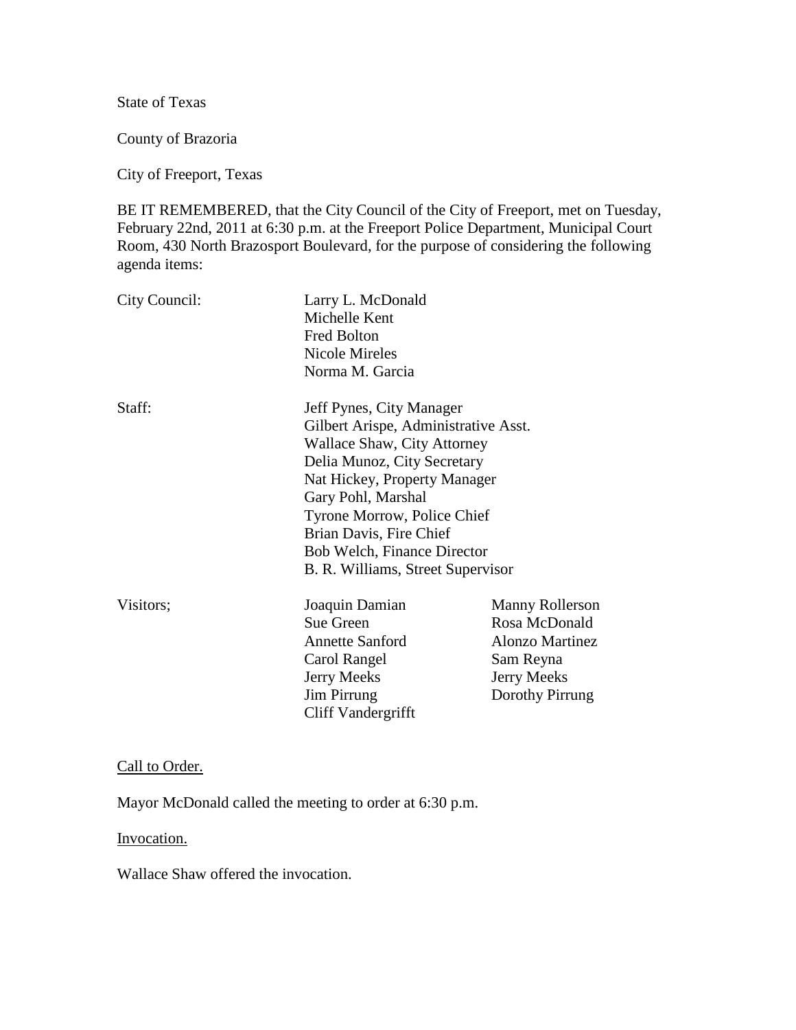State of Texas

County of Brazoria

City of Freeport, Texas

BE IT REMEMBERED, that the City Council of the City of Freeport, met on Tuesday, February 22nd, 2011 at 6:30 p.m. at the Freeport Police Department, Municipal Court Room, 430 North Brazosport Boulevard, for the purpose of considering the following agenda items:

| | | |
|---|---|---|
| City Council: | Larry L. McDonald | |
| | Michelle Kent | |
| | Fred Bolton | |
| | Nicole Mireles | |
| | Norma M. Garcia | |
| Staff: | Jeff Pynes, City Manager | |
| | Gilbert Arispe, Administrative Asst. | |
| | Wallace Shaw, City Attorney | |
| | Delia Munoz, City Secretary | |
| | Nat Hickey, Property Manager | |
| | Gary Pohl, Marshal | |
| | Tyrone Morrow, Police Chief | |
| | Brian Davis, Fire Chief | |
| | Bob Welch, Finance Director | |
| | B. R. Williams, Street Supervisor | |
| Visitors; | Joaquin Damian | Manny Rollerson |
| | Sue Green | Rosa McDonald |
| | Annette Sanford | Alonzo Martinez |
| | Carol Rangel | Sam Reyna |
| | Jerry Meeks | Jerry Meeks |
| | Jim Pirrung | Dorothy Pirrung |
| | Cliff Vandergrifft | |

Call to Order.

Mayor McDonald called the meeting to order at 6:30 p.m.

Invocation.

Wallace Shaw offered the invocation.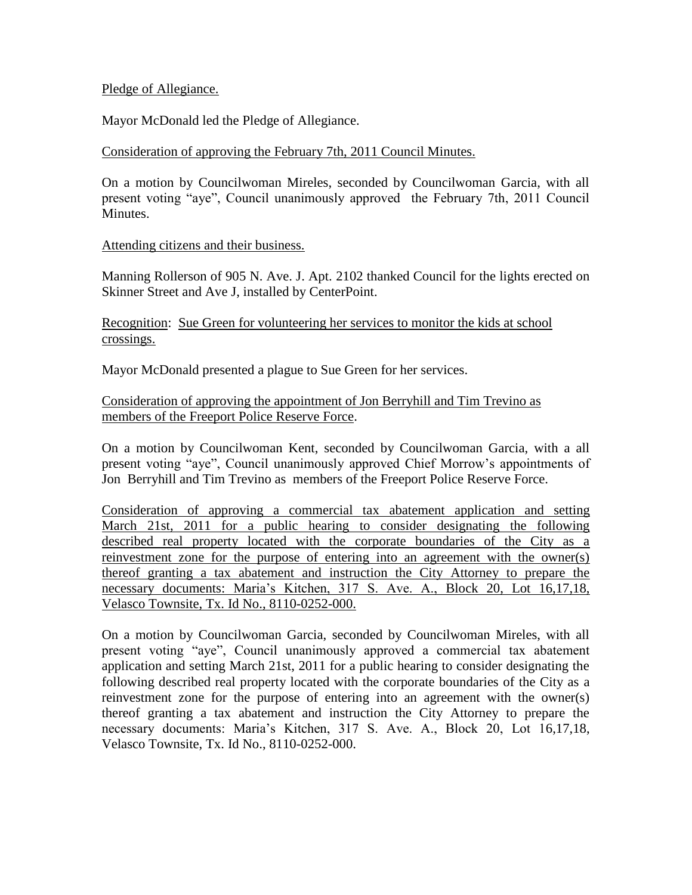Pledge of Allegiance.

Mayor McDonald led the Pledge of Allegiance.

Consideration of approving the February 7th, 2011 Council Minutes.

On a motion by Councilwoman Mireles, seconded by Councilwoman Garcia, with all present voting "aye", Council unanimously approved the February 7th, 2011 Council Minutes.

Attending citizens and their business.

Manning Rollerson of 905 N. Ave. J. Apt. 2102 thanked Council for the lights erected on Skinner Street and Ave J, installed by CenterPoint.

Recognition: Sue Green for volunteering her services to monitor the kids at school crossings.

Mayor McDonald presented a plague to Sue Green for her services.

Consideration of approving the appointment of Jon Berryhill and Tim Trevino as members of the Freeport Police Reserve Force.

On a motion by Councilwoman Kent, seconded by Councilwoman Garcia, with a all present voting "aye", Council unanimously approved Chief Morrow's appointments of Jon Berryhill and Tim Trevino as members of the Freeport Police Reserve Force.

Consideration of approving a commercial tax abatement application and setting March 21st, 2011 for a public hearing to consider designating the following described real property located with the corporate boundaries of the City as a reinvestment zone for the purpose of entering into an agreement with the owner(s) thereof granting a tax abatement and instruction the City Attorney to prepare the necessary documents: Maria's Kitchen, 317 S. Ave. A., Block 20, Lot 16,17,18, Velasco Townsite, Tx. Id No., 8110-0252-000.

On a motion by Councilwoman Garcia, seconded by Councilwoman Mireles, with all present voting "aye", Council unanimously approved a commercial tax abatement application and setting March 21st, 2011 for a public hearing to consider designating the following described real property located with the corporate boundaries of the City as a reinvestment zone for the purpose of entering into an agreement with the owner(s) thereof granting a tax abatement and instruction the City Attorney to prepare the necessary documents: Maria's Kitchen, 317 S. Ave. A., Block 20, Lot 16,17,18, Velasco Townsite, Tx. Id No., 8110-0252-000.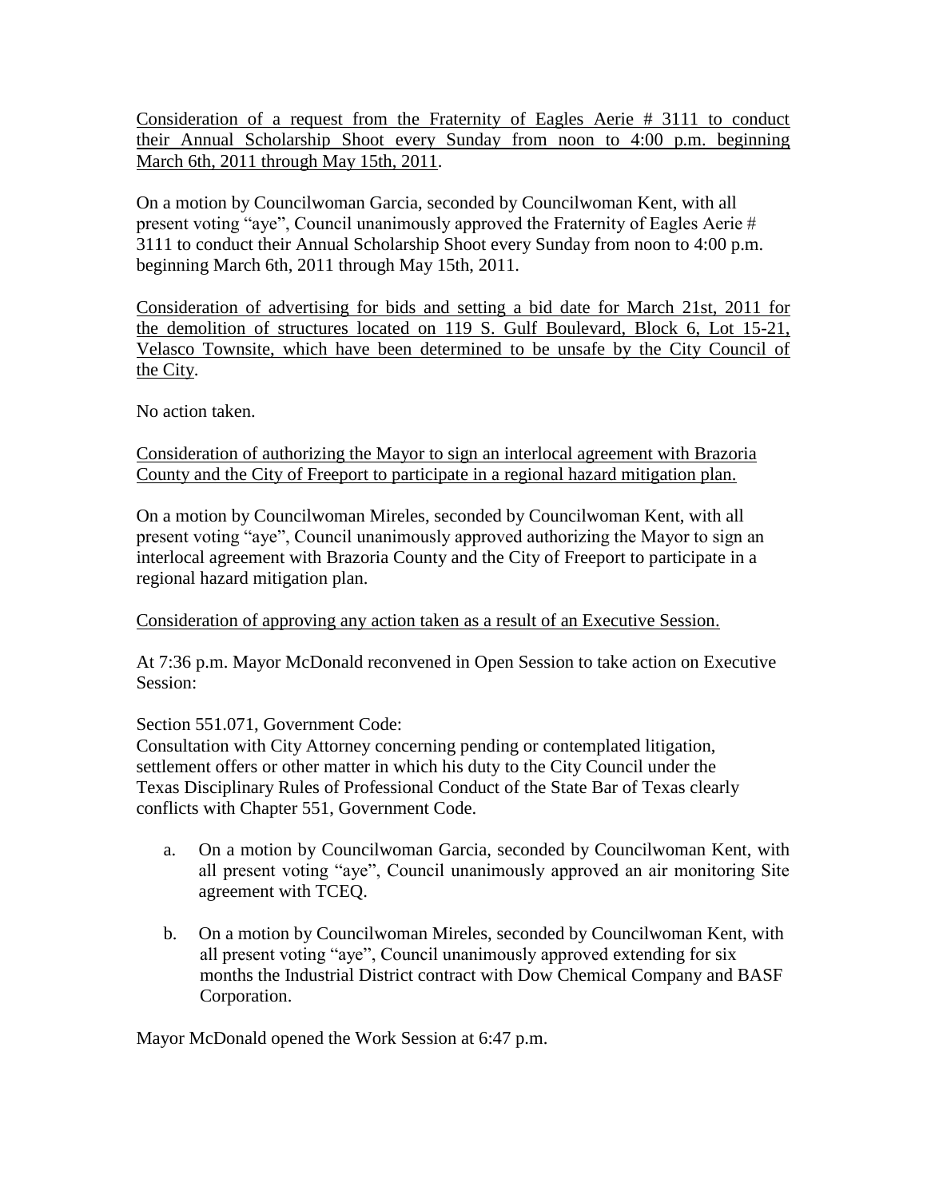Consideration of a request from the Fraternity of Eagles Aerie # 3111 to conduct their Annual Scholarship Shoot every Sunday from noon to 4:00 p.m. beginning March 6th, 2011 through May 15th, 2011.

On a motion by Councilwoman Garcia, seconded by Councilwoman Kent, with all present voting "aye", Council unanimously approved the Fraternity of Eagles Aerie # 3111 to conduct their Annual Scholarship Shoot every Sunday from noon to 4:00 p.m. beginning March 6th, 2011 through May 15th, 2011.

Consideration of advertising for bids and setting a bid date for March 21st, 2011 for the demolition of structures located on 119 S. Gulf Boulevard, Block 6, Lot 15-21, Velasco Townsite, which have been determined to be unsafe by the City Council of the City.

No action taken.

Consideration of authorizing the Mayor to sign an interlocal agreement with Brazoria County and the City of Freeport to participate in a regional hazard mitigation plan.

On a motion by Councilwoman Mireles, seconded by Councilwoman Kent, with all present voting "aye", Council unanimously approved authorizing the Mayor to sign an interlocal agreement with Brazoria County and the City of Freeport to participate in a regional hazard mitigation plan.

Consideration of approving any action taken as a result of an Executive Session.

At 7:36 p.m. Mayor McDonald reconvened in Open Session to take action on Executive Session:

Section 551.071, Government Code:
Consultation with City Attorney concerning pending or contemplated litigation, settlement offers or other matter in which his duty to the City Council under the Texas Disciplinary Rules of Professional Conduct of the State Bar of Texas clearly conflicts with Chapter 551, Government Code.

a. On a motion by Councilwoman Garcia, seconded by Councilwoman Kent, with all present voting "aye", Council unanimously approved an air monitoring Site agreement with TCEQ.

b. On a motion by Councilwoman Mireles, seconded by Councilwoman Kent, with all present voting "aye", Council unanimously approved extending for six months the Industrial District contract with Dow Chemical Company and BASF Corporation.

Mayor McDonald opened the Work Session at 6:47 p.m.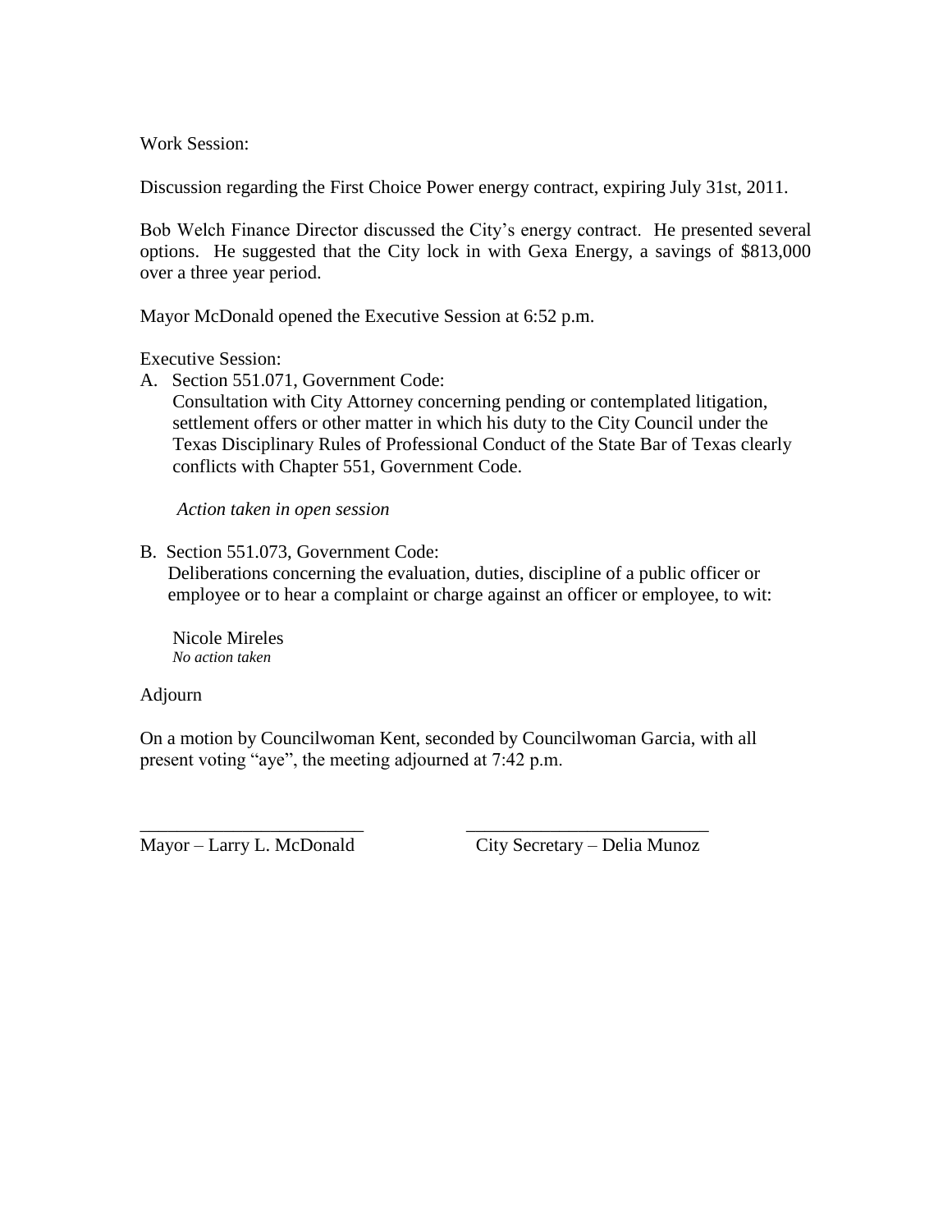Work Session:

Discussion regarding the First Choice Power energy contract, expiring July 31st, 2011.

Bob Welch Finance Director discussed the City's energy contract. He presented several options. He suggested that the City lock in with Gexa Energy, a savings of $813,000 over a three year period.

Mayor McDonald opened the Executive Session at 6:52 p.m.

Executive Session:

A. Section 551.071, Government Code:
   Consultation with City Attorney concerning pending or contemplated litigation, settlement offers or other matter in which his duty to the City Council under the Texas Disciplinary Rules of Professional Conduct of the State Bar of Texas clearly conflicts with Chapter 551, Government Code.

   *Action taken in open session*

B. Section 551.073, Government Code:
   Deliberations concerning the evaluation, duties, discipline of a public officer or employee or to hear a complaint or charge against an officer or employee, to wit:

   Nicole Mireles
   *No action taken*

Adjourn

On a motion by Councilwoman Kent, seconded by Councilwoman Garcia, with all present voting "aye", the meeting adjourned at 7:42 p.m.

________________________ ________________________

Mayor – Larry L. McDonald City Secretary – Delia Munoz